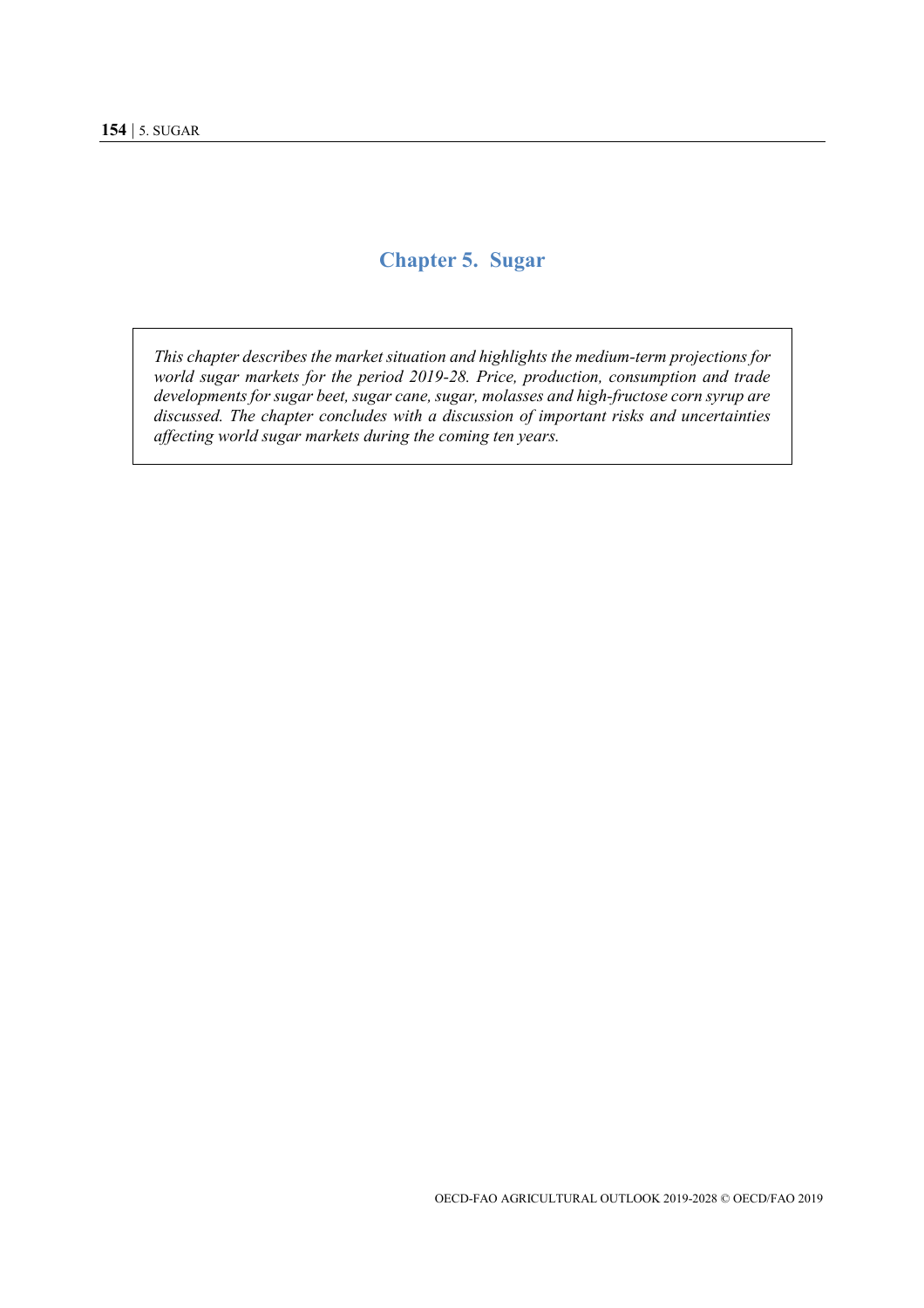# Chapter 5. Sugar

*This chapter describes the market situation and highlights the medium-term projections for world sugar markets for the period 2019-28. Price, production, consumption and trade developments for sugar beet, sugar cane, sugar, molasses and high-fructose corn syrup are discussed. The chapter concludes with a discussion of important risks and uncertainties affecting world sugar markets during the coming ten years.*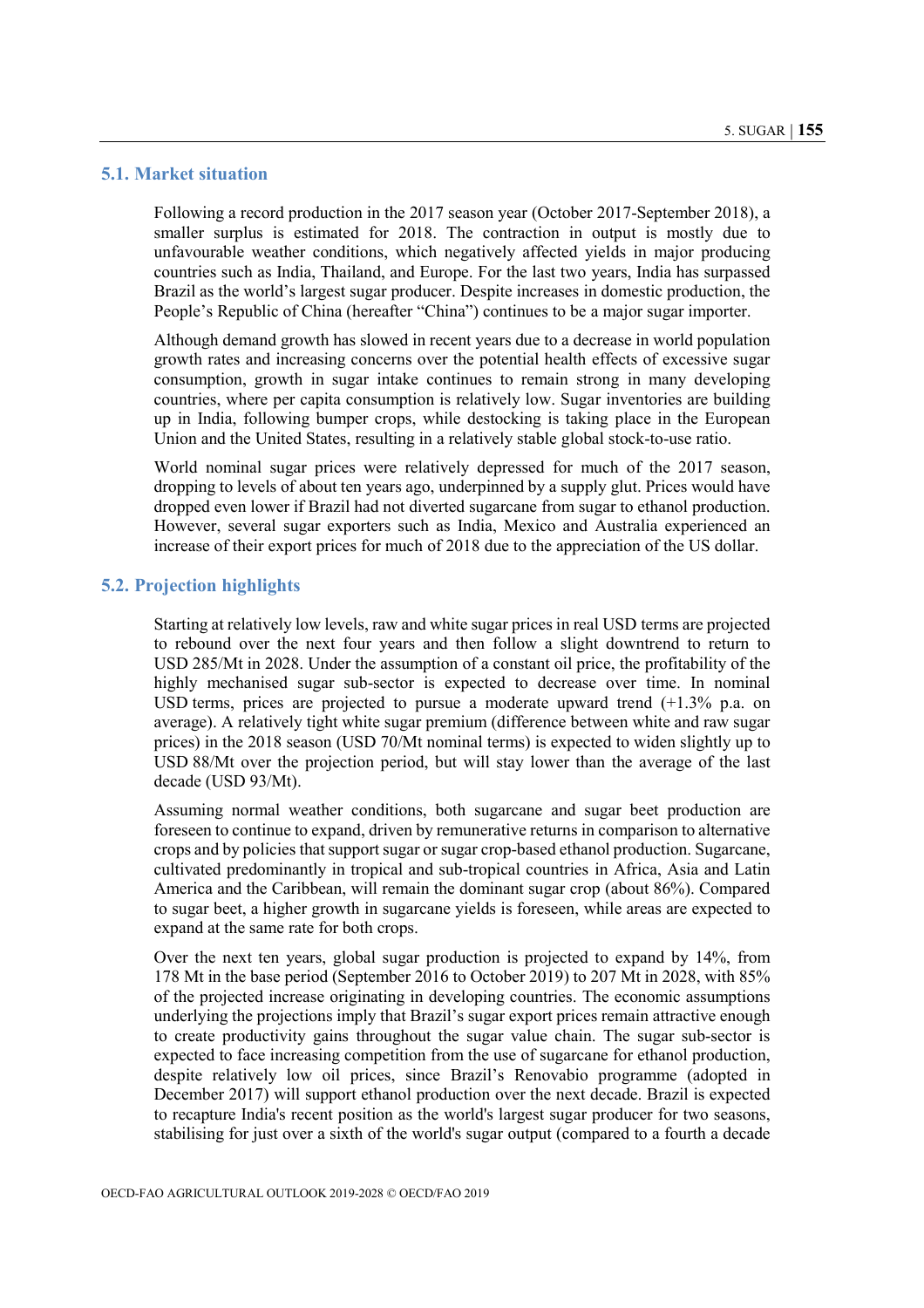## 5.1. Market situation

Following a record production in the 2017 season year (October 2017-September 2018), a smaller surplus is estimated for 2018. The contraction in output is mostly due to unfavourable weather conditions, which negatively affected yields in major producing countries such as India, Thailand, and Europe. For the last two years, India has surpassed Brazil as the world's largest sugar producer. Despite increases in domestic production, the People's Republic of China (hereafter "China") continues to be a major sugar importer.

Although demand growth has slowed in recent years due to a decrease in world population growth rates and increasing concerns over the potential health effects of excessive sugar consumption, growth in sugar intake continues to remain strong in many developing countries, where per capita consumption is relatively low. Sugar inventories are building up in India, following bumper crops, while destocking is taking place in the European Union and the United States, resulting in a relatively stable global stock-to-use ratio.

World nominal sugar prices were relatively depressed for much of the 2017 season, dropping to levels of about ten years ago, underpinned by a supply glut. Prices would have dropped even lower if Brazil had not diverted sugarcane from sugar to ethanol production. However, several sugar exporters such as India, Mexico and Australia experienced an increase of their export prices for much of 2018 due to the appreciation of the US dollar.

## 5.2. Projection highlights

Starting at relatively low levels, raw and white sugar prices in real USD terms are projected to rebound over the next four years and then follow a slight downtrend to return to USD 285/Mt in 2028. Under the assumption of a constant oil price, the profitability of the highly mechanised sugar sub-sector is expected to decrease over time. In nominal USD terms, prices are projected to pursue a moderate upward trend (+1.3% p.a. on average). A relatively tight white sugar premium (difference between white and raw sugar prices) in the 2018 season (USD 70/Mt nominal terms) is expected to widen slightly up to USD 88/Mt over the projection period, but will stay lower than the average of the last decade (USD 93/Mt).

Assuming normal weather conditions, both sugarcane and sugar beet production are foreseen to continue to expand, driven by remunerative returns in comparison to alternative crops and by policies that support sugar or sugar crop-based ethanol production. Sugarcane, cultivated predominantly in tropical and sub-tropical countries in Africa, Asia and Latin America and the Caribbean, will remain the dominant sugar crop (about 86%). Compared to sugar beet, a higher growth in sugarcane yields is foreseen, while areas are expected to expand at the same rate for both crops.

Over the next ten years, global sugar production is projected to expand by 14%, from 178 Mt in the base period (September 2016 to October 2019) to 207 Mt in 2028, with 85% of the projected increase originating in developing countries. The economic assumptions underlying the projections imply that Brazil's sugar export prices remain attractive enough to create productivity gains throughout the sugar value chain. The sugar sub-sector is expected to face increasing competition from the use of sugarcane for ethanol production, despite relatively low oil prices, since Brazil's Renovabio programme (adopted in December 2017) will support ethanol production over the next decade. Brazil is expected to recapture India's recent position as the world's largest sugar producer for two seasons, stabilising for just over a sixth of the world's sugar output (compared to a fourth a decade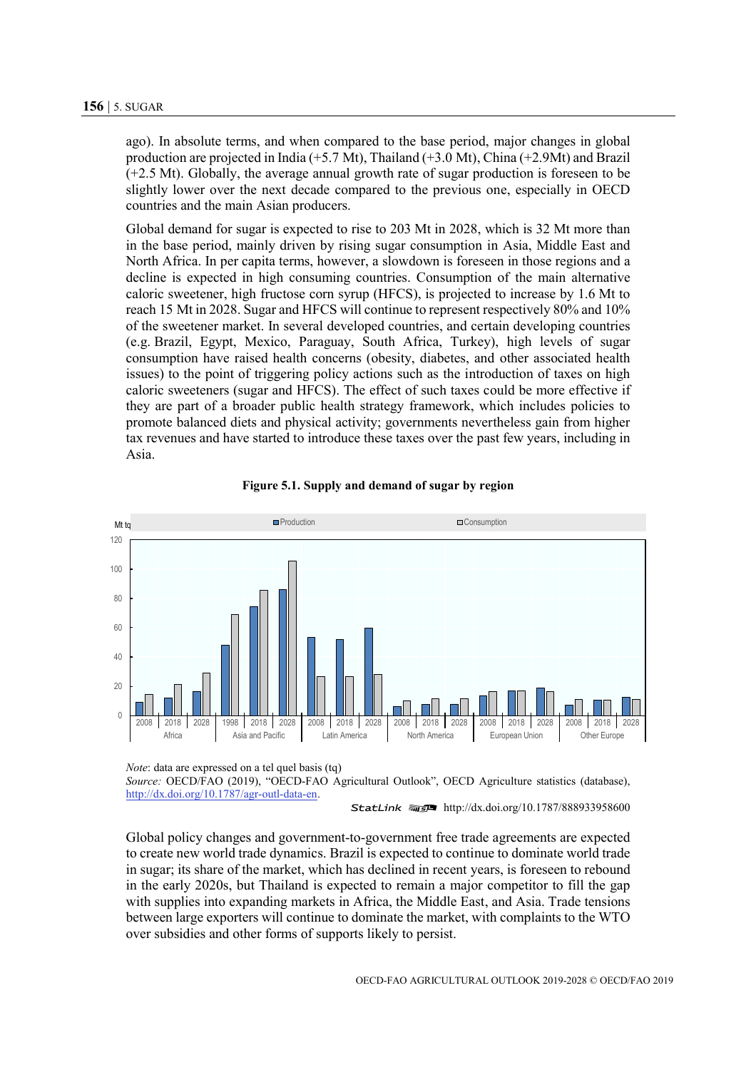ago). In absolute terms, and when compared to the base period, major changes in global production are projected in India (+5.7 Mt), Thailand (+3.0 Mt), China (+2.9Mt) and Brazil (+2.5 Mt). Globally, the average annual growth rate of sugar production is foreseen to be slightly lower over the next decade compared to the previous one, especially in OECD countries and the main Asian producers.

Global demand for sugar is expected to rise to 203 Mt in 2028, which is 32 Mt more than in the base period, mainly driven by rising sugar consumption in Asia, Middle East and North Africa. In per capita terms, however, a slowdown is foreseen in those regions and a decline is expected in high consuming countries. Consumption of the main alternative caloric sweetener, high fructose corn syrup (HFCS), is projected to increase by 1.6 Mt to reach 15 Mt in 2028. Sugar and HFCS will continue to represent respectively 80% and 10% of the sweetener market. In several developed countries, and certain developing countries (e.g. Brazil, Egypt, Mexico, Paraguay, South Africa, Turkey), high levels of sugar consumption have raised health concerns (obesity, diabetes, and other associated health issues) to the point of triggering policy actions such as the introduction of taxes on high caloric sweeteners (sugar and HFCS). The effect of such taxes could be more effective if they are part of a broader public health strategy framework, which includes policies to promote balanced diets and physical activity; governments nevertheless gain from higher tax revenues and have started to introduce these taxes over the past few years, including in Asia.

**Figure 5.1. Supply and demand of sugar by region**

*Note*: data are expressed on a tel quel basis (tq)
*Source:* OECD/FAO (2019), "OECD-FAO Agricultural Outlook", OECD Agriculture statistics (database), http://dx.doi.org/10.1787/agr-outl-data-en.

StatLink http://dx.doi.org/10.1787/888933958600

Global policy changes and government-to-government free trade agreements are expected to create new world trade dynamics. Brazil is expected to continue to dominate world trade in sugar; its share of the market, which has declined in recent years, is foreseen to rebound in the early 2020s, but Thailand is expected to remain a major competitor to fill the gap with supplies into expanding markets in Africa, the Middle East, and Asia. Trade tensions between large exporters will continue to dominate the market, with complaints to the WTO over subsidies and other forms of supports likely to persist.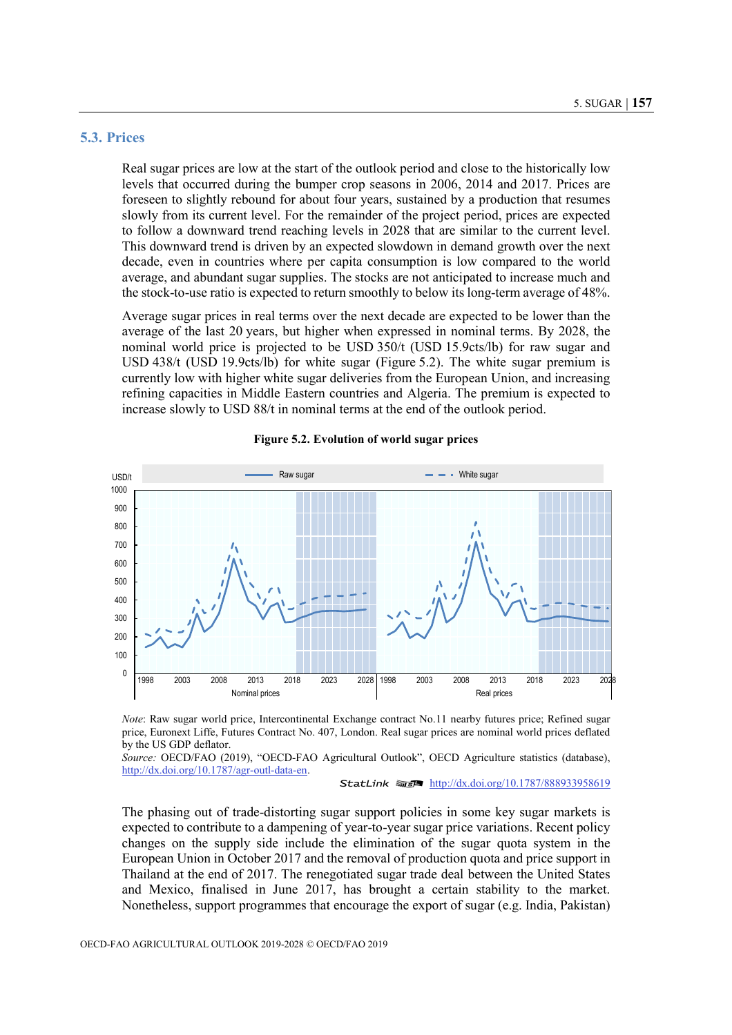## 5.3. Prices

Real sugar prices are low at the start of the outlook period and close to the historically low levels that occurred during the bumper crop seasons in 2006, 2014 and 2017. Prices are foreseen to slightly rebound for about four years, sustained by a production that resumes slowly from its current level. For the remainder of the project period, prices are expected to follow a downward trend reaching levels in 2028 that are similar to the current level. This downward trend is driven by an expected slowdown in demand growth over the next decade, even in countries where per capita consumption is low compared to the world average, and abundant sugar supplies. The stocks are not anticipated to increase much and the stock-to-use ratio is expected to return smoothly to below its long-term average of 48%.

Average sugar prices in real terms over the next decade are expected to be lower than the average of the last 20 years, but higher when expressed in nominal terms. By 2028, the nominal world price is projected to be USD 350/t (USD 15.9cts/lb) for raw sugar and USD 438/t (USD 19.9cts/lb) for white sugar (Figure 5.2). The white sugar premium is currently low with higher white sugar deliveries from the European Union, and increasing refining capacities in Middle Eastern countries and Algeria. The premium is expected to increase slowly to USD 88/t in nominal terms at the end of the outlook period.

**Figure 5.2. Evolution of world sugar prices**

*Note*: Raw sugar world price, Intercontinental Exchange contract No.11 nearby futures price; Refined sugar price, Euronext Liffe, Futures Contract No. 407, London. Real sugar prices are nominal world prices deflated by the US GDP deflator.

*Source:* OECD/FAO (2019), "OECD-FAO Agricultural Outlook", OECD Agriculture statistics (database), http://dx.doi.org/10.1787/agr-outl-data-en.

StatLink http://dx.doi.org/10.1787/888933958619

The phasing out of trade-distorting sugar support policies in some key sugar markets is expected to contribute to a dampening of year-to-year sugar price variations. Recent policy changes on the supply side include the elimination of the sugar quota system in the European Union in October 2017 and the removal of production quota and price support in Thailand at the end of 2017. The renegotiated sugar trade deal between the United States and Mexico, finalised in June 2017, has brought a certain stability to the market. Nonetheless, support programmes that encourage the export of sugar (e.g. India, Pakistan)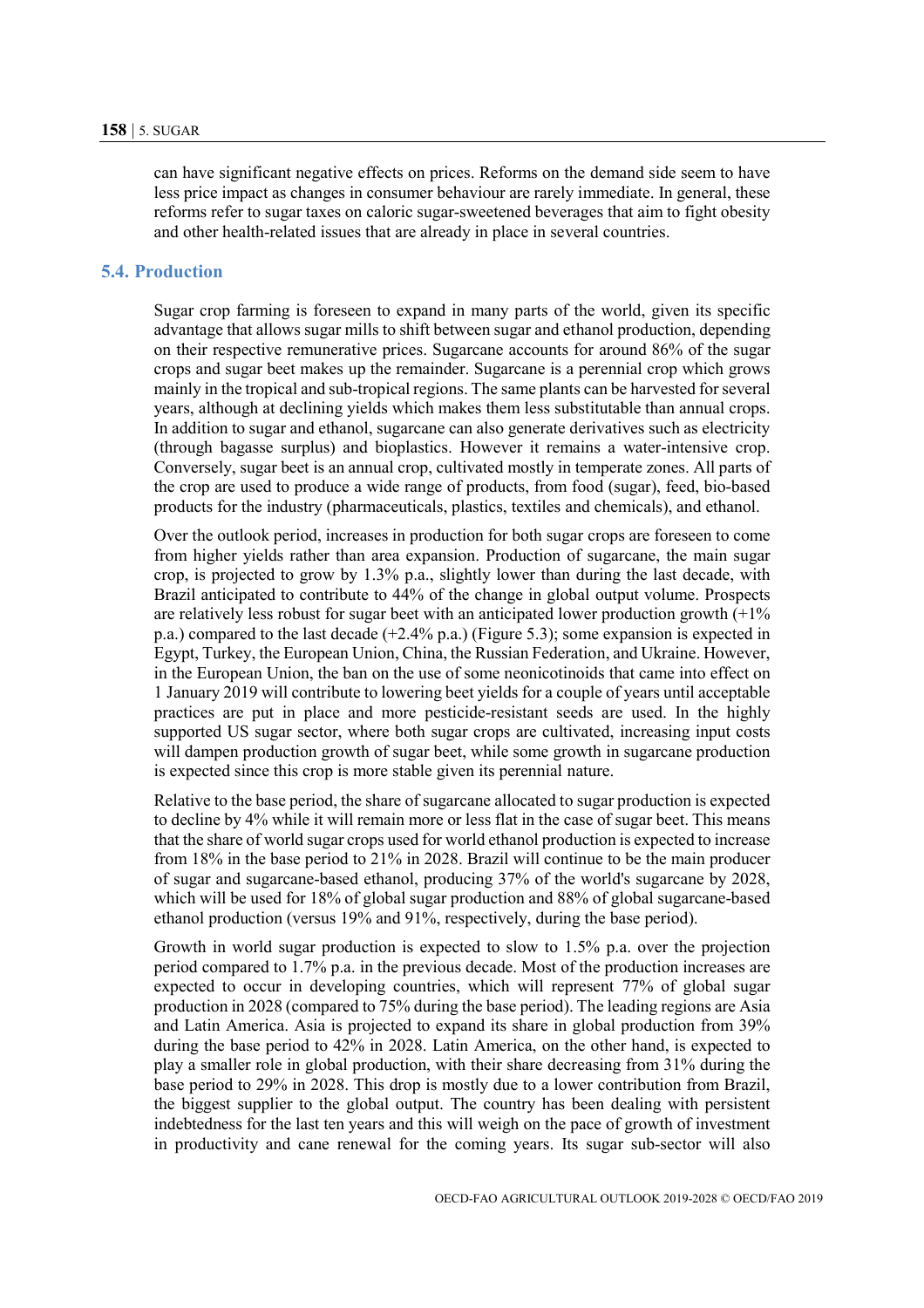can have significant negative effects on prices. Reforms on the demand side seem to have less price impact as changes in consumer behaviour are rarely immediate. In general, these reforms refer to sugar taxes on caloric sugar-sweetened beverages that aim to fight obesity and other health-related issues that are already in place in several countries.

## 5.4. Production

Sugar crop farming is foreseen to expand in many parts of the world, given its specific advantage that allows sugar mills to shift between sugar and ethanol production, depending on their respective remunerative prices. Sugarcane accounts for around 86% of the sugar crops and sugar beet makes up the remainder. Sugarcane is a perennial crop which grows mainly in the tropical and sub-tropical regions. The same plants can be harvested for several years, although at declining yields which makes them less substitutable than annual crops. In addition to sugar and ethanol, sugarcane can also generate derivatives such as electricity (through bagasse surplus) and bioplastics. However it remains a water-intensive crop. Conversely, sugar beet is an annual crop, cultivated mostly in temperate zones. All parts of the crop are used to produce a wide range of products, from food (sugar), feed, bio-based products for the industry (pharmaceuticals, plastics, textiles and chemicals), and ethanol.

Over the outlook period, increases in production for both sugar crops are foreseen to come from higher yields rather than area expansion. Production of sugarcane, the main sugar crop, is projected to grow by 1.3% p.a., slightly lower than during the last decade, with Brazil anticipated to contribute to 44% of the change in global output volume. Prospects are relatively less robust for sugar beet with an anticipated lower production growth (+1% p.a.) compared to the last decade (+2.4% p.a.) (Figure 5.3); some expansion is expected in Egypt, Turkey, the European Union, China, the Russian Federation, and Ukraine. However, in the European Union, the ban on the use of some neonicotinoids that came into effect on 1 January 2019 will contribute to lowering beet yields for a couple of years until acceptable practices are put in place and more pesticide-resistant seeds are used. In the highly supported US sugar sector, where both sugar crops are cultivated, increasing input costs will dampen production growth of sugar beet, while some growth in sugarcane production is expected since this crop is more stable given its perennial nature.

Relative to the base period, the share of sugarcane allocated to sugar production is expected to decline by 4% while it will remain more or less flat in the case of sugar beet. This means that the share of world sugar crops used for world ethanol production is expected to increase from 18% in the base period to 21% in 2028. Brazil will continue to be the main producer of sugar and sugarcane-based ethanol, producing 37% of the world's sugarcane by 2028, which will be used for 18% of global sugar production and 88% of global sugarcane-based ethanol production (versus 19% and 91%, respectively, during the base period).

Growth in world sugar production is expected to slow to 1.5% p.a. over the projection period compared to 1.7% p.a. in the previous decade. Most of the production increases are expected to occur in developing countries, which will represent 77% of global sugar production in 2028 (compared to 75% during the base period). The leading regions are Asia and Latin America. Asia is projected to expand its share in global production from 39% during the base period to 42% in 2028. Latin America, on the other hand, is expected to play a smaller role in global production, with their share decreasing from 31% during the base period to 29% in 2028. This drop is mostly due to a lower contribution from Brazil, the biggest supplier to the global output. The country has been dealing with persistent indebtedness for the last ten years and this will weigh on the pace of growth of investment in productivity and cane renewal for the coming years. Its sugar sub-sector will also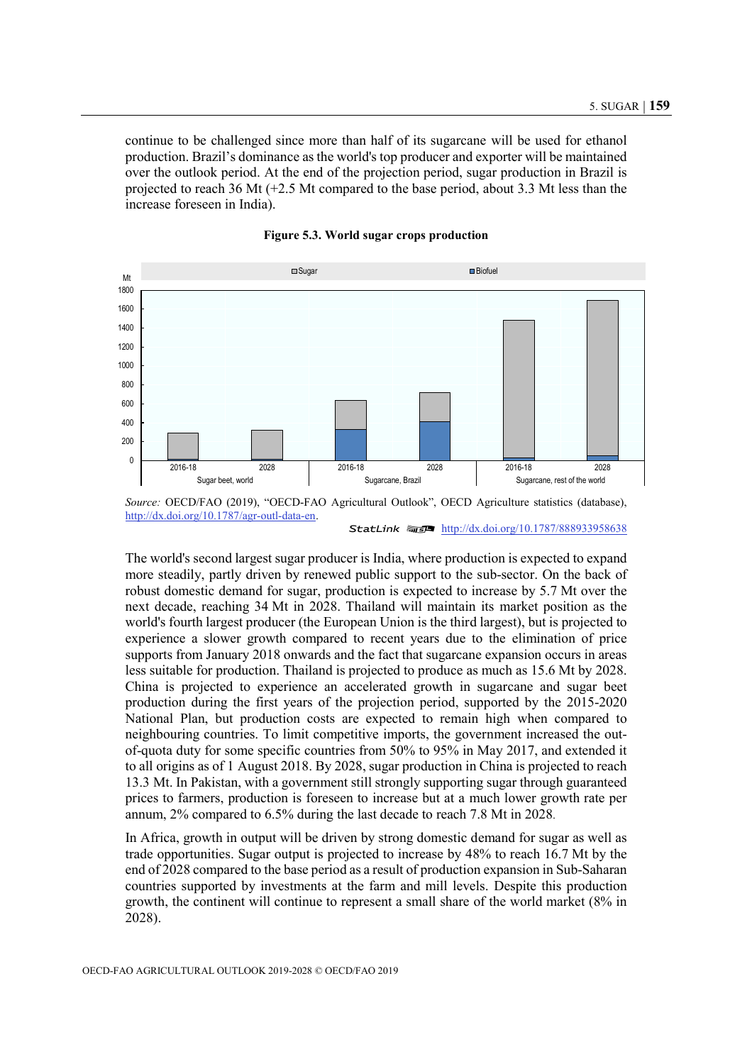continue to be challenged since more than half of its sugarcane will be used for ethanol production. Brazil's dominance as the world's top producer and exporter will be maintained over the outlook period. At the end of the projection period, sugar production in Brazil is projected to reach 36 Mt (+2.5 Mt compared to the base period, about 3.3 Mt less than the increase foreseen in India).

**Figure 5.3. World sugar crops production**

*Source:* OECD/FAO (2019), "OECD-FAO Agricultural Outlook", OECD Agriculture statistics (database), http://dx.doi.org/10.1787/agr-outl-data-en.

StatLink http://dx.doi.org/10.1787/888933958638

The world's second largest sugar producer is India, where production is expected to expand more steadily, partly driven by renewed public support to the sub-sector. On the back of robust domestic demand for sugar, production is expected to increase by 5.7 Mt over the next decade, reaching 34 Mt in 2028. Thailand will maintain its market position as the world's fourth largest producer (the European Union is the third largest), but is projected to experience a slower growth compared to recent years due to the elimination of price supports from January 2018 onwards and the fact that sugarcane expansion occurs in areas less suitable for production. Thailand is projected to produce as much as 15.6 Mt by 2028. China is projected to experience an accelerated growth in sugarcane and sugar beet production during the first years of the projection period, supported by the 2015-2020 National Plan, but production costs are expected to remain high when compared to neighbouring countries. To limit competitive imports, the government increased the out-of-quota duty for some specific countries from 50% to 95% in May 2017, and extended it to all origins as of 1 August 2018. By 2028, sugar production in China is projected to reach 13.3 Mt. In Pakistan, with a government still strongly supporting sugar through guaranteed prices to farmers, production is foreseen to increase but at a much lower growth rate per annum, 2% compared to 6.5% during the last decade to reach 7.8 Mt in 2028.

In Africa, growth in output will be driven by strong domestic demand for sugar as well as trade opportunities. Sugar output is projected to increase by 48% to reach 16.7 Mt by the end of 2028 compared to the base period as a result of production expansion in Sub-Saharan countries supported by investments at the farm and mill levels. Despite this production growth, the continent will continue to represent a small share of the world market (8% in 2028).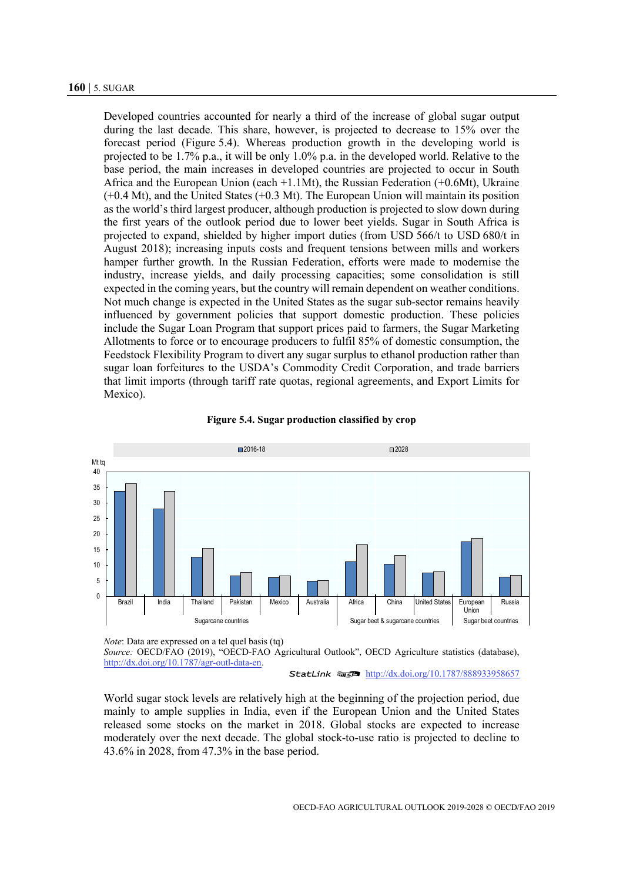Developed countries accounted for nearly a third of the increase of global sugar output during the last decade. This share, however, is projected to decrease to 15% over the forecast period (Figure 5.4). Whereas production growth in the developing world is projected to be 1.7% p.a., it will be only 1.0% p.a. in the developed world. Relative to the base period, the main increases in developed countries are projected to occur in South Africa and the European Union (each +1.1Mt), the Russian Federation (+0.6Mt), Ukraine (+0.4 Mt), and the United States (+0.3 Mt). The European Union will maintain its position as the world's third largest producer, although production is projected to slow down during the first years of the outlook period due to lower beet yields. Sugar in South Africa is projected to expand, shielded by higher import duties (from USD 566/t to USD 680/t in August 2018); increasing inputs costs and frequent tensions between mills and workers hamper further growth. In the Russian Federation, efforts were made to modernise the industry, increase yields, and daily processing capacities; some consolidation is still expected in the coming years, but the country will remain dependent on weather conditions. Not much change is expected in the United States as the sugar sub-sector remains heavily influenced by government policies that support domestic production. These policies include the Sugar Loan Program that support prices paid to farmers, the Sugar Marketing Allotments to force or to encourage producers to fulfil 85% of domestic consumption, the Feedstock Flexibility Program to divert any sugar surplus to ethanol production rather than sugar loan forfeitures to the USDA's Commodity Credit Corporation, and trade barriers that limit imports (through tariff rate quotas, regional agreements, and Export Limits for Mexico).

**Figure 5.4. Sugar production classified by crop**

*Note*: Data are expressed on a tel quel basis (tq)

*Source:* OECD/FAO (2019), "OECD-FAO Agricultural Outlook", OECD Agriculture statistics (database), http://dx.doi.org/10.1787/agr-outl-data-en.

StatLink http://dx.doi.org/10.1787/888933958657

World sugar stock levels are relatively high at the beginning of the projection period, due mainly to ample supplies in India, even if the European Union and the United States released some stocks on the market in 2018. Global stocks are expected to increase moderately over the next decade. The global stock-to-use ratio is projected to decline to 43.6% in 2028, from 47.3% in the base period.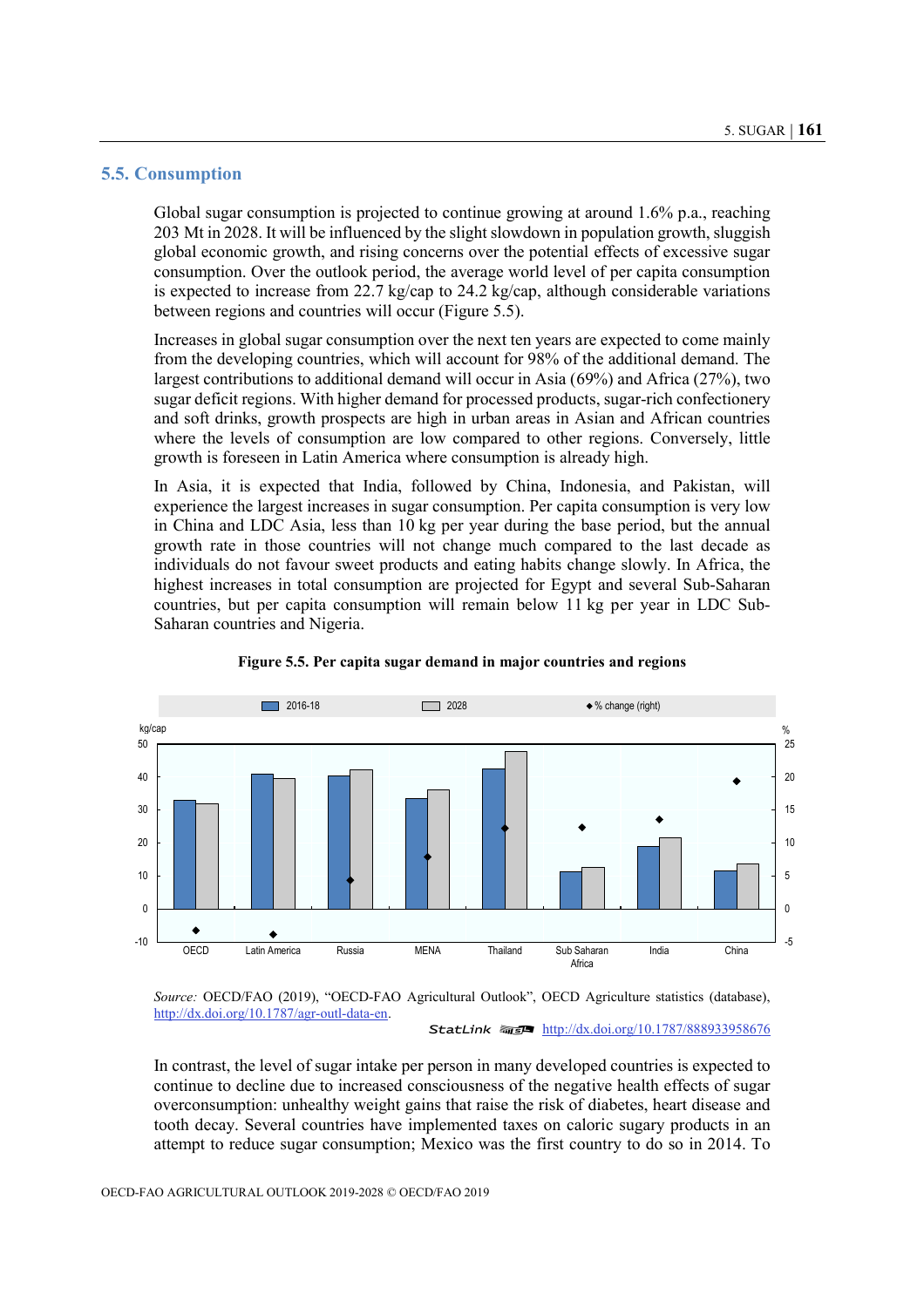## 5.5. Consumption

Global sugar consumption is projected to continue growing at around 1.6% p.a., reaching 203 Mt in 2028. It will be influenced by the slight slowdown in population growth, sluggish global economic growth, and rising concerns over the potential effects of excessive sugar consumption. Over the outlook period, the average world level of per capita consumption is expected to increase from 22.7 kg/cap to 24.2 kg/cap, although considerable variations between regions and countries will occur (Figure 5.5).

Increases in global sugar consumption over the next ten years are expected to come mainly from the developing countries, which will account for 98% of the additional demand. The largest contributions to additional demand will occur in Asia (69%) and Africa (27%), two sugar deficit regions. With higher demand for processed products, sugar-rich confectionery and soft drinks, growth prospects are high in urban areas in Asian and African countries where the levels of consumption are low compared to other regions. Conversely, little growth is foreseen in Latin America where consumption is already high.

In Asia, it is expected that India, followed by China, Indonesia, and Pakistan, will experience the largest increases in sugar consumption. Per capita consumption is very low in China and LDC Asia, less than 10 kg per year during the base period, but the annual growth rate in those countries will not change much compared to the last decade as individuals do not favour sweet products and eating habits change slowly. In Africa, the highest increases in total consumption are projected for Egypt and several Sub-Saharan countries, but per capita consumption will remain below 11 kg per year in LDC Sub-Saharan countries and Nigeria.

**Figure 5.5. Per capita sugar demand in major countries and regions**

*Source:* OECD/FAO (2019), "OECD-FAO Agricultural Outlook", OECD Agriculture statistics (database), http://dx.doi.org/10.1787/agr-outl-data-en.

StatLink http://dx.doi.org/10.1787/888933958676

In contrast, the level of sugar intake per person in many developed countries is expected to continue to decline due to increased consciousness of the negative health effects of sugar overconsumption: unhealthy weight gains that raise the risk of diabetes, heart disease and tooth decay. Several countries have implemented taxes on caloric sugary products in an attempt to reduce sugar consumption; Mexico was the first country to do so in 2014. To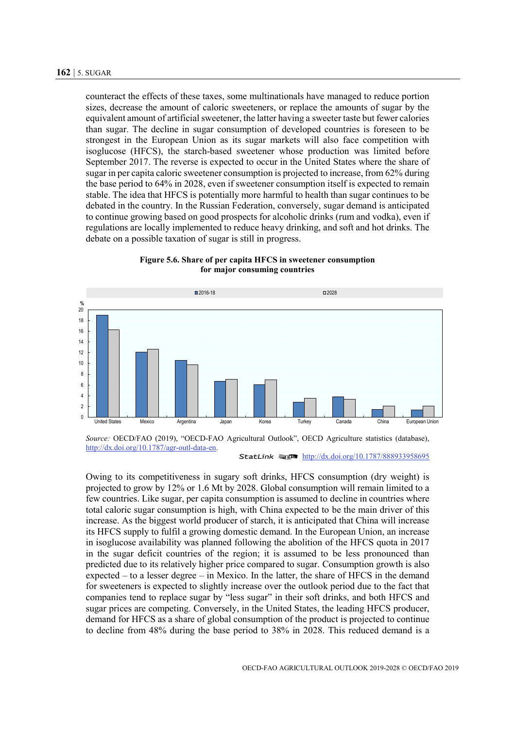counteract the effects of these taxes, some multinationals have managed to reduce portion sizes, decrease the amount of caloric sweeteners, or replace the amounts of sugar by the equivalent amount of artificial sweetener, the latter having a sweeter taste but fewer calories than sugar. The decline in sugar consumption of developed countries is foreseen to be strongest in the European Union as its sugar markets will also face competition with isoglucose (HFCS), the starch-based sweetener whose production was limited before September 2017. The reverse is expected to occur in the United States where the share of sugar in per capita caloric sweetener consumption is projected to increase, from 62% during the base period to 64% in 2028, even if sweetener consumption itself is expected to remain stable. The idea that HFCS is potentially more harmful to health than sugar continues to be debated in the country. In the Russian Federation, conversely, sugar demand is anticipated to continue growing based on good prospects for alcoholic drinks (rum and vodka), even if regulations are locally implemented to reduce heavy drinking, and soft and hot drinks. The debate on a possible taxation of sugar is still in progress.

**Figure 5.6. Share of per capita HFCS in sweetener consumption for major consuming countries**

*Source:* OECD/FAO (2019), "OECD-FAO Agricultural Outlook", OECD Agriculture statistics (database), http://dx.doi.org/10.1787/agr-outl-data-en.

StatLink http://dx.doi.org/10.1787/888933958695

Owing to its competitiveness in sugary soft drinks, HFCS consumption (dry weight) is projected to grow by 12% or 1.6 Mt by 2028. Global consumption will remain limited to a few countries. Like sugar, per capita consumption is assumed to decline in countries where total caloric sugar consumption is high, with China expected to be the main driver of this increase. As the biggest world producer of starch, it is anticipated that China will increase its HFCS supply to fulfil a growing domestic demand. In the European Union, an increase in isoglucose availability was planned following the abolition of the HFCS quota in 2017 in the sugar deficit countries of the region; it is assumed to be less pronounced than predicted due to its relatively higher price compared to sugar. Consumption growth is also expected – to a lesser degree – in Mexico. In the latter, the share of HFCS in the demand for sweeteners is expected to slightly increase over the outlook period due to the fact that companies tend to replace sugar by "less sugar" in their soft drinks, and both HFCS and sugar prices are competing. Conversely, in the United States, the leading HFCS producer, demand for HFCS as a share of global consumption of the product is projected to continue to decline from 48% during the base period to 38% in 2028. This reduced demand is a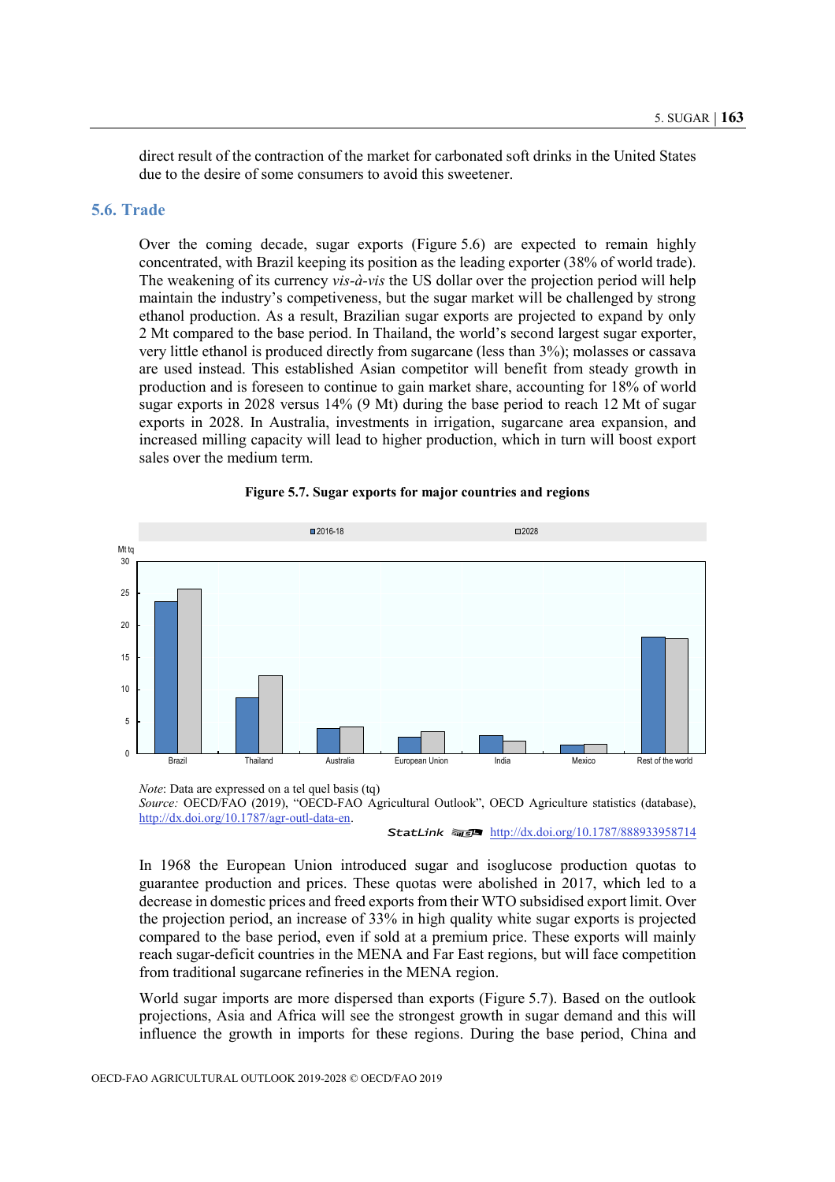direct result of the contraction of the market for carbonated soft drinks in the United States due to the desire of some consumers to avoid this sweetener.

## 5.6. Trade

Over the coming decade, sugar exports (Figure 5.6) are expected to remain highly concentrated, with Brazil keeping its position as the leading exporter (38% of world trade). The weakening of its currency *vis-à-vis* the US dollar over the projection period will help maintain the industry's competiveness, but the sugar market will be challenged by strong ethanol production. As a result, Brazilian sugar exports are projected to expand by only 2 Mt compared to the base period. In Thailand, the world's second largest sugar exporter, very little ethanol is produced directly from sugarcane (less than 3%); molasses or cassava are used instead. This established Asian competitor will benefit from steady growth in production and is foreseen to continue to gain market share, accounting for 18% of world sugar exports in 2028 versus 14% (9 Mt) during the base period to reach 12 Mt of sugar exports in 2028. In Australia, investments in irrigation, sugarcane area expansion, and increased milling capacity will lead to higher production, which in turn will boost export sales over the medium term.

**Figure 5.7. Sugar exports for major countries and regions**

*Note*: Data are expressed on a tel quel basis (tq)
*Source:* OECD/FAO (2019), "OECD-FAO Agricultural Outlook", OECD Agriculture statistics (database), http://dx.doi.org/10.1787/agr-outl-data-en.

StatLink http://dx.doi.org/10.1787/888933958714

In 1968 the European Union introduced sugar and isoglucose production quotas to guarantee production and prices. These quotas were abolished in 2017, which led to a decrease in domestic prices and freed exports from their WTO subsidised export limit. Over the projection period, an increase of 33% in high quality white sugar exports is projected compared to the base period, even if sold at a premium price. These exports will mainly reach sugar-deficit countries in the MENA and Far East regions, but will face competition from traditional sugarcane refineries in the MENA region.

World sugar imports are more dispersed than exports (Figure 5.7). Based on the outlook projections, Asia and Africa will see the strongest growth in sugar demand and this will influence the growth in imports for these regions. During the base period, China and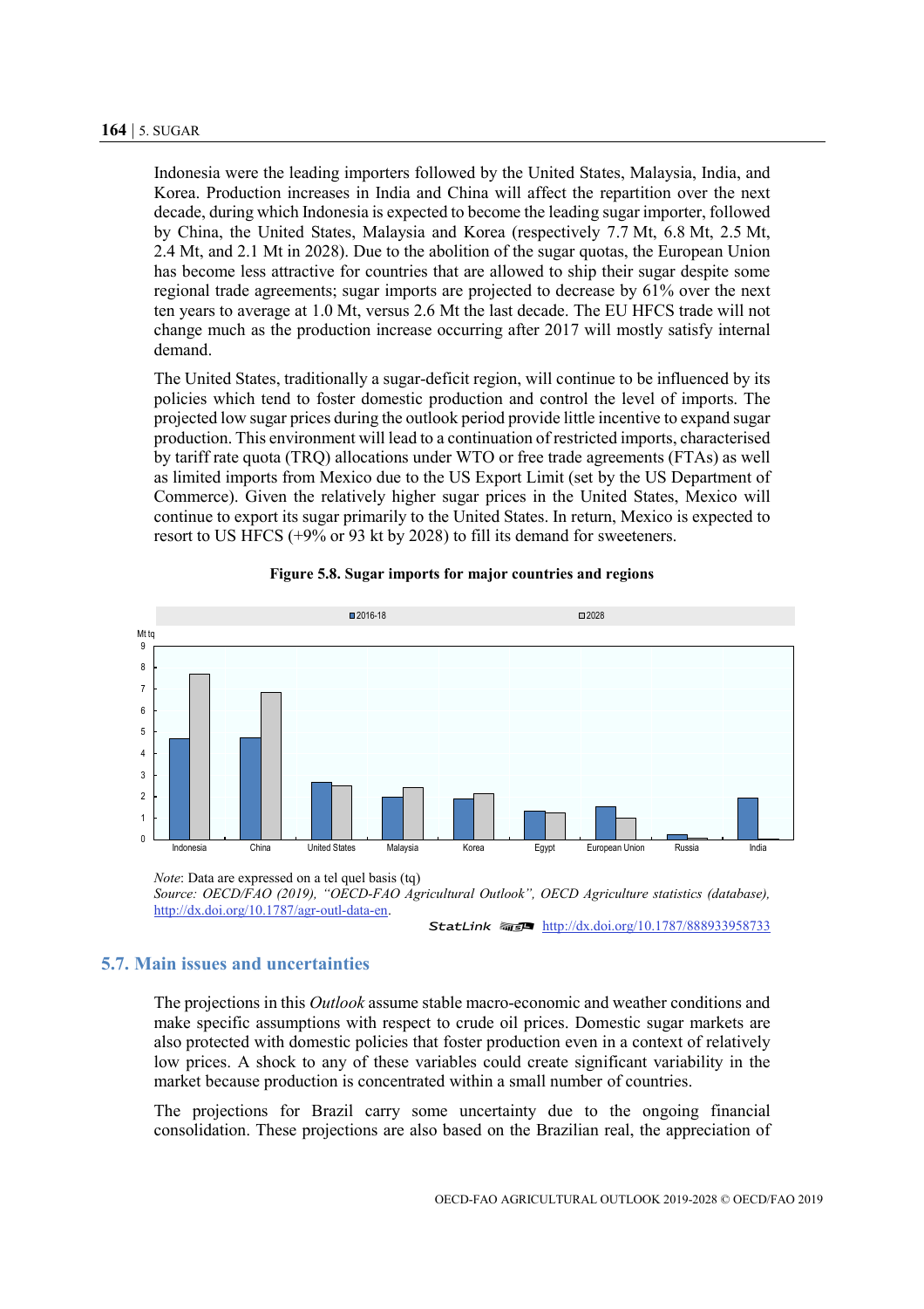Indonesia were the leading importers followed by the United States, Malaysia, India, and Korea. Production increases in India and China will affect the repartition over the next decade, during which Indonesia is expected to become the leading sugar importer, followed by China, the United States, Malaysia and Korea (respectively 7.7 Mt, 6.8 Mt, 2.5 Mt, 2.4 Mt, and 2.1 Mt in 2028). Due to the abolition of the sugar quotas, the European Union has become less attractive for countries that are allowed to ship their sugar despite some regional trade agreements; sugar imports are projected to decrease by 61% over the next ten years to average at 1.0 Mt, versus 2.6 Mt the last decade. The EU HFCS trade will not change much as the production increase occurring after 2017 will mostly satisfy internal demand.

The United States, traditionally a sugar-deficit region, will continue to be influenced by its policies which tend to foster domestic production and control the level of imports. The projected low sugar prices during the outlook period provide little incentive to expand sugar production. This environment will lead to a continuation of restricted imports, characterised by tariff rate quota (TRQ) allocations under WTO or free trade agreements (FTAs) as well as limited imports from Mexico due to the US Export Limit (set by the US Department of Commerce). Given the relatively higher sugar prices in the United States, Mexico will continue to export its sugar primarily to the United States. In return, Mexico is expected to resort to US HFCS (+9% or 93 kt by 2028) to fill its demand for sweeteners.

**Figure 5.8. Sugar imports for major countries and regions**

*Note*: Data are expressed on a tel quel basis (tq)

*Source: OECD/FAO (2019), "OECD-FAO Agricultural Outlook", OECD Agriculture statistics (database),* http://dx.doi.org/10.1787/agr-outl-data-en.

StatLink http://dx.doi.org/10.1787/888933958733

## 5.7. Main issues and uncertainties

The projections in this *Outlook* assume stable macro-economic and weather conditions and make specific assumptions with respect to crude oil prices. Domestic sugar markets are also protected with domestic policies that foster production even in a context of relatively low prices. A shock to any of these variables could create significant variability in the market because production is concentrated within a small number of countries.

The projections for Brazil carry some uncertainty due to the ongoing financial consolidation. These projections are also based on the Brazilian real, the appreciation of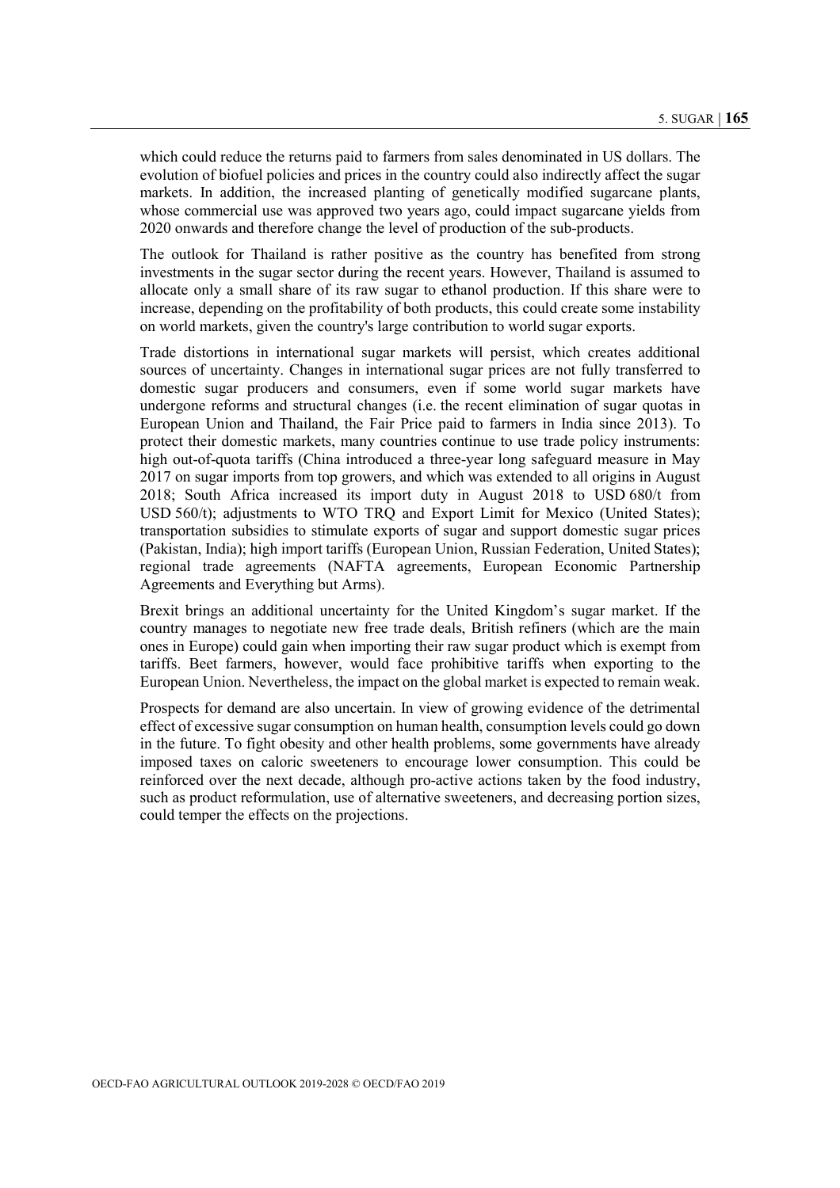which could reduce the returns paid to farmers from sales denominated in US dollars. The evolution of biofuel policies and prices in the country could also indirectly affect the sugar markets. In addition, the increased planting of genetically modified sugarcane plants, whose commercial use was approved two years ago, could impact sugarcane yields from 2020 onwards and therefore change the level of production of the sub-products.

The outlook for Thailand is rather positive as the country has benefited from strong investments in the sugar sector during the recent years. However, Thailand is assumed to allocate only a small share of its raw sugar to ethanol production. If this share were to increase, depending on the profitability of both products, this could create some instability on world markets, given the country's large contribution to world sugar exports.

Trade distortions in international sugar markets will persist, which creates additional sources of uncertainty. Changes in international sugar prices are not fully transferred to domestic sugar producers and consumers, even if some world sugar markets have undergone reforms and structural changes (i.e. the recent elimination of sugar quotas in European Union and Thailand, the Fair Price paid to farmers in India since 2013). To protect their domestic markets, many countries continue to use trade policy instruments: high out-of-quota tariffs (China introduced a three-year long safeguard measure in May 2017 on sugar imports from top growers, and which was extended to all origins in August 2018; South Africa increased its import duty in August 2018 to USD 680/t from USD 560/t); adjustments to WTO TRQ and Export Limit for Mexico (United States); transportation subsidies to stimulate exports of sugar and support domestic sugar prices (Pakistan, India); high import tariffs (European Union, Russian Federation, United States); regional trade agreements (NAFTA agreements, European Economic Partnership Agreements and Everything but Arms).

Brexit brings an additional uncertainty for the United Kingdom's sugar market. If the country manages to negotiate new free trade deals, British refiners (which are the main ones in Europe) could gain when importing their raw sugar product which is exempt from tariffs. Beet farmers, however, would face prohibitive tariffs when exporting to the European Union. Nevertheless, the impact on the global market is expected to remain weak.

Prospects for demand are also uncertain. In view of growing evidence of the detrimental effect of excessive sugar consumption on human health, consumption levels could go down in the future. To fight obesity and other health problems, some governments have already imposed taxes on caloric sweeteners to encourage lower consumption. This could be reinforced over the next decade, although pro-active actions taken by the food industry, such as product reformulation, use of alternative sweeteners, and decreasing portion sizes, could temper the effects on the projections.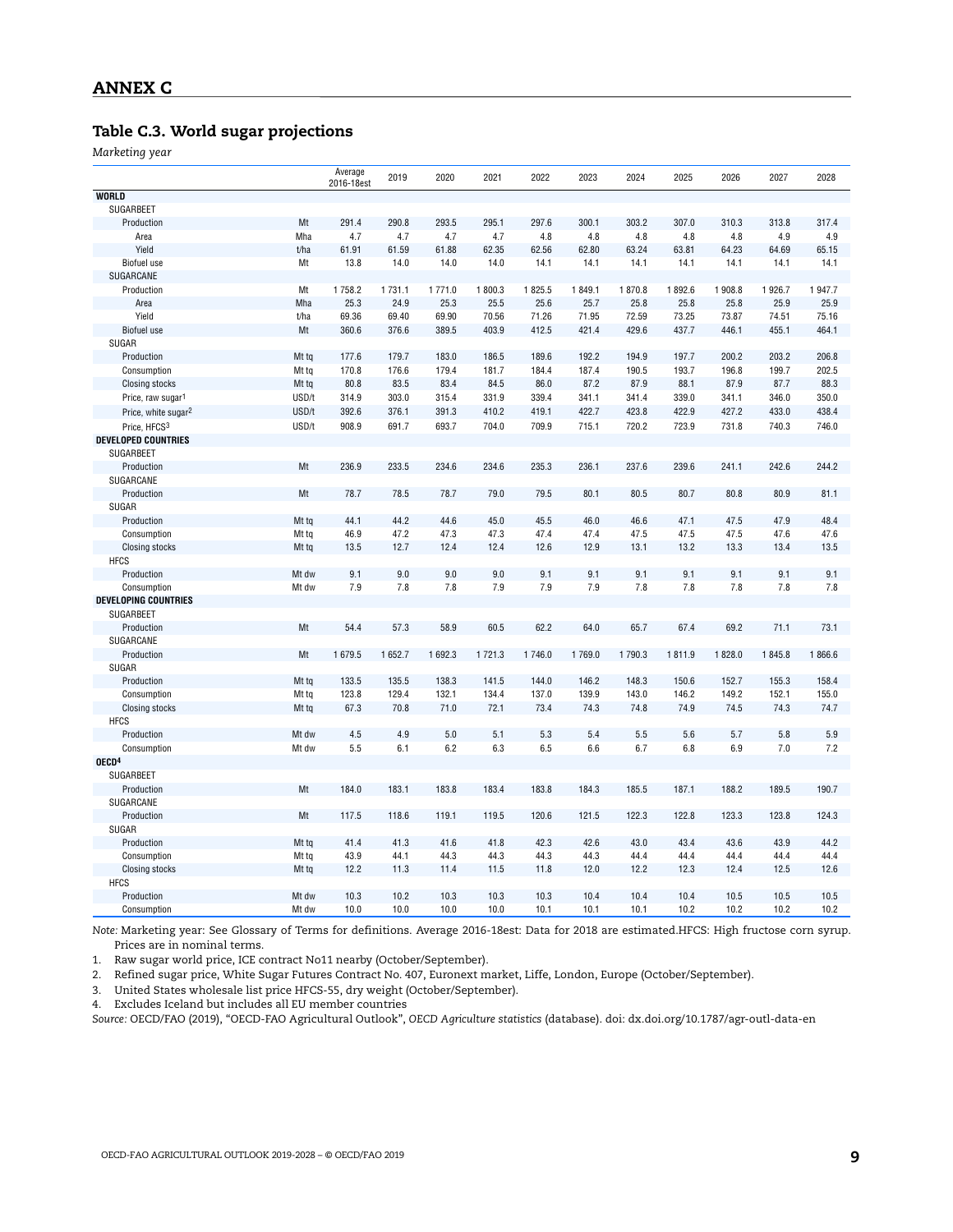## ANNEX C

### Table C.3. World sugar projections

*Marketing year*

| | | Average 2016-18est | 2019 | 2020 | 2021 | 2022 | 2023 | 2024 | 2025 | 2026 | 2027 | 2028 |
|---|---|---|---|---|---|---|---|---|---|---|---|---|
| **WORLD** | | | | | | | | | | | | |
| SUGARBEET | | | | | | | | | | | | |
| Production | Mt | 291.4 | 290.8 | 293.5 | 295.1 | 297.6 | 300.1 | 303.2 | 307.0 | 310.3 | 313.8 | 317.4 |
| Area | Mha | 4.7 | 4.7 | 4.7 | 4.7 | 4.8 | 4.8 | 4.8 | 4.8 | 4.8 | 4.9 | 4.9 |
| Yield | t/ha | 61.91 | 61.59 | 61.88 | 62.35 | 62.56 | 62.80 | 63.24 | 63.81 | 64.23 | 64.69 | 65.15 |
| Biofuel use | Mt | 13.8 | 14.0 | 14.0 | 14.0 | 14.1 | 14.1 | 14.1 | 14.1 | 14.1 | 14.1 | 14.1 |
| SUGARCANE | | | | | | | | | | | | |
| Production | Mt | 1 758.2 | 1 731.1 | 1 771.0 | 1 800.3 | 1 825.5 | 1 849.1 | 1 870.8 | 1 892.6 | 1 908.8 | 1 926.7 | 1 947.7 |
| Area | Mha | 25.3 | 24.9 | 25.3 | 25.5 | 25.6 | 25.7 | 25.8 | 25.8 | 25.8 | 25.9 | 25.9 |
| Yield | t/ha | 69.36 | 69.40 | 69.90 | 70.56 | 71.26 | 71.95 | 72.59 | 73.25 | 73.87 | 74.51 | 75.16 |
| Biofuel use | Mt | 360.6 | 376.6 | 389.5 | 403.9 | 412.5 | 421.4 | 429.6 | 437.7 | 446.1 | 455.1 | 464.1 |
| SUGAR | | | | | | | | | | | | |
| Production | Mt tq | 177.6 | 179.7 | 183.0 | 186.5 | 189.6 | 192.2 | 194.9 | 197.7 | 200.2 | 203.2 | 206.8 |
| Consumption | Mt tq | 170.8 | 176.6 | 179.4 | 181.7 | 184.4 | 187.4 | 190.5 | 193.7 | 196.8 | 199.7 | 202.5 |
| Closing stocks | Mt tq | 80.8 | 83.5 | 83.4 | 84.5 | 86.0 | 87.2 | 87.9 | 88.1 | 87.9 | 87.7 | 88.3 |
| Price, raw sugar[1] | USD/t | 314.9 | 303.0 | 315.4 | 331.9 | 339.4 | 341.1 | 341.4 | 339.0 | 341.1 | 346.0 | 350.0 |
| Price, white sugar[2] | USD/t | 392.6 | 376.1 | 391.3 | 410.2 | 419.1 | 422.7 | 423.8 | 422.9 | 427.2 | 433.0 | 438.4 |
| Price, HFCS[3] | USD/t | 908.9 | 691.7 | 693.7 | 704.0 | 709.9 | 715.1 | 720.2 | 723.9 | 731.8 | 740.3 | 746.0 |
| **DEVELOPED COUNTRIES** | | | | | | | | | | | | |
| SUGARBEET | | | | | | | | | | | | |
| Production | Mt | 236.9 | 233.5 | 234.6 | 234.6 | 235.3 | 236.1 | 237.6 | 239.6 | 241.1 | 242.6 | 244.2 |
| SUGARCANE | | | | | | | | | | | | |
| Production | Mt | 78.7 | 78.5 | 78.7 | 79.0 | 79.5 | 80.1 | 80.5 | 80.7 | 80.8 | 80.9 | 81.1 |
| SUGAR | | | | | | | | | | | | |
| Production | Mt tq | 44.1 | 44.2 | 44.6 | 45.0 | 45.5 | 46.0 | 46.6 | 47.1 | 47.5 | 47.9 | 48.4 |
| Consumption | Mt tq | 46.9 | 47.2 | 47.3 | 47.3 | 47.4 | 47.4 | 47.5 | 47.5 | 47.5 | 47.6 | 47.6 |
| Closing stocks | Mt tq | 13.5 | 12.7 | 12.4 | 12.4 | 12.6 | 12.9 | 13.1 | 13.2 | 13.3 | 13.4 | 13.5 |
| HFCS | | | | | | | | | | | | |
| Production | Mt dw | 9.1 | 9.0 | 9.0 | 9.0 | 9.1 | 9.1 | 9.1 | 9.1 | 9.1 | 9.1 | 9.1 |
| Consumption | Mt dw | 7.9 | 7.8 | 7.8 | 7.9 | 7.9 | 7.9 | 7.8 | 7.8 | 7.8 | 7.8 | 7.8 |
| **DEVELOPING COUNTRIES** | | | | | | | | | | | | |
| SUGARBEET | | | | | | | | | | | | |
| Production | Mt | 54.4 | 57.3 | 58.9 | 60.5 | 62.2 | 64.0 | 65.7 | 67.4 | 69.2 | 71.1 | 73.1 |
| SUGARCANE | | | | | | | | | | | | |
| Production | Mt | 1 679.5 | 1 652.7 | 1 692.3 | 1 721.3 | 1 746.0 | 1 769.0 | 1 790.3 | 1 811.9 | 1 828.0 | 1 845.8 | 1 866.6 |
| SUGAR | | | | | | | | | | | | |
| Production | Mt tq | 133.5 | 135.5 | 138.3 | 141.5 | 144.0 | 146.2 | 148.3 | 150.6 | 152.7 | 155.3 | 158.4 |
| Consumption | Mt tq | 123.8 | 129.4 | 132.1 | 134.4 | 137.0 | 139.9 | 143.0 | 146.2 | 149.2 | 152.1 | 155.0 |
| Closing stocks | Mt tq | 67.3 | 70.8 | 71.0 | 72.1 | 73.4 | 74.3 | 74.8 | 74.9 | 74.5 | 74.3 | 74.7 |
| HFCS | | | | | | | | | | | | |
| Production | Mt dw | 4.5 | 4.9 | 5.0 | 5.1 | 5.3 | 5.4 | 5.5 | 5.6 | 5.7 | 5.8 | 5.9 |
| Consumption | Mt dw | 5.5 | 6.1 | 6.2 | 6.3 | 6.5 | 6.6 | 6.7 | 6.8 | 6.9 | 7.0 | 7.2 |
| **OECD[4]** | | | | | | | | | | | | |
| SUGARBEET | | | | | | | | | | | | |
| Production | Mt | 184.0 | 183.1 | 183.8 | 183.4 | 183.8 | 184.3 | 185.5 | 187.1 | 188.2 | 189.5 | 190.7 |
| SUGARCANE | | | | | | | | | | | | |
| Production | Mt | 117.5 | 118.6 | 119.1 | 119.5 | 120.6 | 121.5 | 122.3 | 122.8 | 123.3 | 123.8 | 124.3 |
| SUGAR | | | | | | | | | | | | |
| Production | Mt tq | 41.4 | 41.3 | 41.6 | 41.8 | 42.3 | 42.6 | 43.0 | 43.4 | 43.6 | 43.9 | 44.2 |
| Consumption | Mt tq | 43.9 | 44.1 | 44.3 | 44.3 | 44.3 | 44.3 | 44.4 | 44.4 | 44.4 | 44.4 | 44.4 |
| Closing stocks | Mt tq | 12.2 | 11.3 | 11.4 | 11.5 | 11.8 | 12.0 | 12.2 | 12.3 | 12.4 | 12.5 | 12.6 |
| HFCS | | | | | | | | | | | | |
| Production | Mt dw | 10.3 | 10.2 | 10.3 | 10.3 | 10.3 | 10.4 | 10.4 | 10.4 | 10.5 | 10.5 | 10.5 |
| Consumption | Mt dw | 10.0 | 10.0 | 10.0 | 10.0 | 10.1 | 10.1 | 10.1 | 10.2 | 10.2 | 10.2 | 10.2 |

*Note:* Marketing year: See Glossary of Terms for definitions. Average 2016-18est: Data for 2018 are estimated.HFCS: High fructose corn syrup. Prices are in nominal terms.

1. Raw sugar world price, ICE contract No11 nearby (October/September).
2. Refined sugar price, White Sugar Futures Contract No. 407, Euronext market, Liffe, London, Europe (October/September).
3. United States wholesale list price HFCS-55, dry weight (October/September).
4. Excludes Iceland but includes all EU member countries

*Source:* OECD/FAO (2019), "OECD-FAO Agricultural Outlook", *OECD Agriculture statistics* (database). doi: dx.doi.org/10.1787/agr-outl-data-en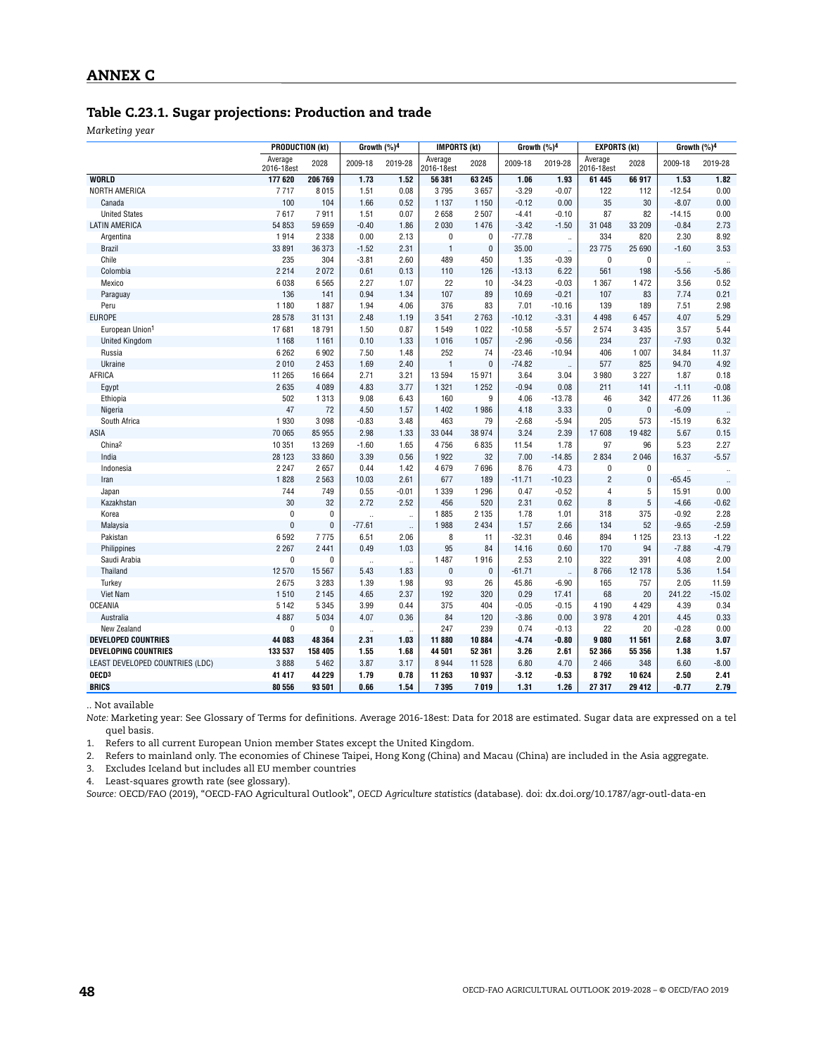## ANNEX C

### Table C.23.1. Sugar projections: Production and trade

*Marketing year*

| | PRODUCTION (kt) | | Growth (%)[4] | | IMPORTS (kt) | | Growth (%)[4] | | EXPORTS (kt) | | Growth (%)[4] | |
|---|---|---|---|---|---|---|---|---|---|---|---|---|
| | Average 2016-18est | 2028 | 2009-18 | 2019-28 | Average 2016-18est | 2028 | 2009-18 | 2019-28 | Average 2016-18est | 2028 | 2009-18 | 2019-28 |
| **WORLD** | **177 620** | **206 769** | **1.73** | **1.52** | **56 381** | **63 245** | **1.06** | **1.93** | **61 445** | **66 917** | **1.53** | **1.82** |
| NORTH AMERICA | 7 717 | 8 015 | 1.51 | 0.08 | 3 795 | 3 657 | -3.29 | -0.07 | 122 | 112 | -12.54 | 0.00 |
| Canada | 100 | 104 | 1.66 | 0.52 | 1 137 | 1 150 | -0.12 | 0.00 | 35 | 30 | -8.07 | 0.00 |
| United States | 7 617 | 7 911 | 1.51 | 0.07 | 2 658 | 2 507 | -4.41 | -0.10 | 87 | 82 | -14.15 | 0.00 |
| LATIN AMERICA | 54 853 | 59 659 | -0.40 | 1.86 | 2 030 | 1 476 | -3.42 | -1.50 | 31 048 | 33 209 | -0.84 | 2.73 |
| Argentina | 1 914 | 2 338 | 0.00 | 2.13 | 0 | 0 | -77.78 | .. | 334 | 820 | 2.30 | 8.92 |
| Brazil | 33 891 | 36 373 | -1.52 | 2.31 | 1 | 0 | 35.00 | .. | 23 775 | 25 690 | -1.60 | 3.53 |
| Chile | 235 | 304 | -3.81 | 2.60 | 489 | 450 | 1.35 | -0.39 | 0 | 0 | .. | .. |
| Colombia | 2 214 | 2 072 | 0.61 | 0.13 | 110 | 126 | -13.13 | 6.22 | 561 | 198 | -5.56 | -5.86 |
| Mexico | 6 038 | 6 565 | 2.27 | 1.07 | 22 | 10 | -34.23 | -0.03 | 1 367 | 1 472 | 3.56 | 0.52 |
| Paraguay | 136 | 141 | 0.94 | 1.34 | 107 | 89 | 10.69 | -0.21 | 107 | 83 | 7.74 | 0.21 |
| Peru | 1 180 | 1 887 | 1.94 | 4.06 | 376 | 83 | 7.01 | -10.16 | 139 | 189 | 7.51 | 2.98 |
| EUROPE | 28 578 | 31 131 | 2.48 | 1.19 | 3 541 | 2 763 | -10.12 | -3.31 | 4 498 | 6 457 | 4.07 | 5.29 |
| European Union[1] | 17 681 | 18 791 | 1.50 | 0.87 | 1 549 | 1 022 | -10.58 | -5.57 | 2 574 | 3 435 | 3.57 | 5.44 |
| United Kingdom | 1 168 | 1 161 | 0.10 | 1.33 | 1 016 | 1 057 | -2.96 | -0.56 | 234 | 237 | -7.93 | 0.32 |
| Russia | 6 262 | 6 902 | 7.50 | 1.48 | 252 | 74 | -23.46 | -10.94 | 406 | 1 007 | 34.84 | 11.37 |
| Ukraine | 2 010 | 2 453 | 1.69 | 2.40 | 1 | 0 | -74.82 | .. | 577 | 825 | 94.70 | 4.92 |
| AFRICA | 11 265 | 16 664 | 2.71 | 3.21 | 13 594 | 15 971 | 3.64 | 3.04 | 3 980 | 3 227 | 1.87 | 0.18 |
| Egypt | 2 635 | 4 089 | 4.83 | 3.77 | 1 321 | 1 252 | -0.94 | 0.08 | 211 | 141 | -1.11 | -0.08 |
| Ethiopia | 502 | 1 313 | 9.08 | 6.43 | 160 | 9 | 4.06 | -13.78 | 46 | 342 | 477.26 | 11.36 |
| Nigeria | 47 | 72 | 4.50 | 1.57 | 1 402 | 1 986 | 4.18 | 3.33 | 0 | 0 | -6.09 | .. |
| South Africa | 1 930 | 3 098 | -0.83 | 3.48 | 463 | 79 | -2.68 | -5.94 | 205 | 573 | -15.19 | 6.32 |
| ASIA | 70 065 | 85 955 | 2.98 | 1.33 | 33 044 | 38 974 | 3.24 | 2.39 | 17 608 | 19 482 | 5.67 | 0.15 |
| China[2] | 10 351 | 13 269 | -1.60 | 1.65 | 4 756 | 6 835 | 11.54 | 1.78 | 97 | 96 | 5.23 | 2.27 |
| India | 28 123 | 33 860 | 3.39 | 0.56 | 1 922 | 32 | 7.00 | -14.85 | 2 834 | 2 046 | 16.37 | -5.57 |
| Indonesia | 2 247 | 2 657 | 0.44 | 1.42 | 4 679 | 7 696 | 8.76 | 4.73 | 0 | 0 | .. | .. |
| Iran | 1 828 | 2 563 | 10.03 | 2.61 | 677 | 189 | -11.71 | -10.23 | 2 | 0 | -65.45 | .. |
| Japan | 744 | 749 | 0.55 | -0.01 | 1 339 | 1 296 | 0.47 | -0.52 | 4 | 5 | 15.91 | 0.00 |
| Kazakhstan | 30 | 32 | 2.72 | 2.52 | 456 | 520 | 2.31 | 0.62 | 8 | 5 | -4.66 | -0.62 |
| Korea | 0 | 0 | .. | .. | 1 885 | 2 135 | 1.78 | 1.01 | 318 | 375 | -0.92 | 2.28 |
| Malaysia | 0 | 0 | -77.61 | .. | 1 988 | 2 434 | 1.57 | 2.66 | 134 | 52 | -9.65 | -2.59 |
| Pakistan | 6 592 | 7 775 | 6.51 | 2.06 | 8 | 11 | -32.31 | 0.46 | 894 | 1 125 | 23.13 | -1.22 |
| Philippines | 2 267 | 2 441 | 0.49 | 1.03 | 95 | 84 | 14.16 | 0.60 | 170 | 94 | -7.88 | -4.79 |
| Saudi Arabia | 0 | 0 | .. | .. | 1 487 | 1 916 | 2.53 | 2.10 | 322 | 391 | 4.08 | 2.00 |
| Thailand | 12 570 | 15 567 | 5.43 | 1.83 | 0 | 0 | -61.71 | .. | 8 766 | 12 178 | 5.36 | 1.54 |
| Turkey | 2 675 | 3 283 | 1.39 | 1.98 | 93 | 26 | 45.86 | -6.90 | 165 | 757 | 2.05 | 11.59 |
| Viet Nam | 1 510 | 2 145 | 4.65 | 2.37 | 192 | 320 | 0.29 | 17.41 | 68 | 20 | 241.22 | -15.02 |
| OCEANIA | 5 142 | 5 345 | 3.99 | 0.44 | 375 | 404 | -0.05 | -0.15 | 4 190 | 4 429 | 4.39 | 0.34 |
| Australia | 4 887 | 5 034 | 4.07 | 0.36 | 84 | 120 | -3.86 | 0.00 | 3 978 | 4 201 | 4.45 | 0.33 |
| New Zealand | 0 | 0 | .. | .. | 247 | 239 | 0.74 | -0.13 | 22 | 20 | -0.28 | 0.00 |
| **DEVELOPED COUNTRIES** | **44 083** | **48 364** | **2.31** | **1.03** | **11 880** | **10 884** | **-4.74** | **-0.80** | **9 080** | **11 561** | **2.68** | **3.07** |
| **DEVELOPING COUNTRIES** | **133 537** | **158 405** | **1.55** | **1.68** | **44 501** | **52 361** | **3.26** | **2.61** | **52 366** | **55 356** | **1.38** | **1.57** |
| LEAST DEVELOPED COUNTRIES (LDC) | 3 888 | 5 462 | 3.87 | 3.17 | 8 944 | 11 528 | 6.80 | 4.70 | 2 466 | 348 | 6.60 | -8.00 |
| **OECD[3]** | **41 417** | **44 229** | **1.79** | **0.78** | **11 263** | **10 937** | **-3.12** | **-0.53** | **8 792** | **10 624** | **2.50** | **2.41** |
| **BRICS** | **80 556** | **93 501** | **0.66** | **1.54** | **7 395** | **7 019** | **1.31** | **1.26** | **27 317** | **29 412** | **-0.77** | **2.79** |

.. Not available

*Note:* Marketing year: See Glossary of Terms for definitions. Average 2016-18est: Data for 2018 are estimated. Sugar data are expressed on a tel quel basis.

1. Refers to all current European Union member States except the United Kingdom.
2. Refers to mainland only. The economies of Chinese Taipei, Hong Kong (China) and Macau (China) are included in the Asia aggregate.
3. Excludes Iceland but includes all EU member countries
4. Least-squares growth rate (see glossary).

*Source:* OECD/FAO (2019), "OECD-FAO Agricultural Outlook", *OECD Agriculture statistics* (database). doi: dx.doi.org/10.1787/agr-outl-data-en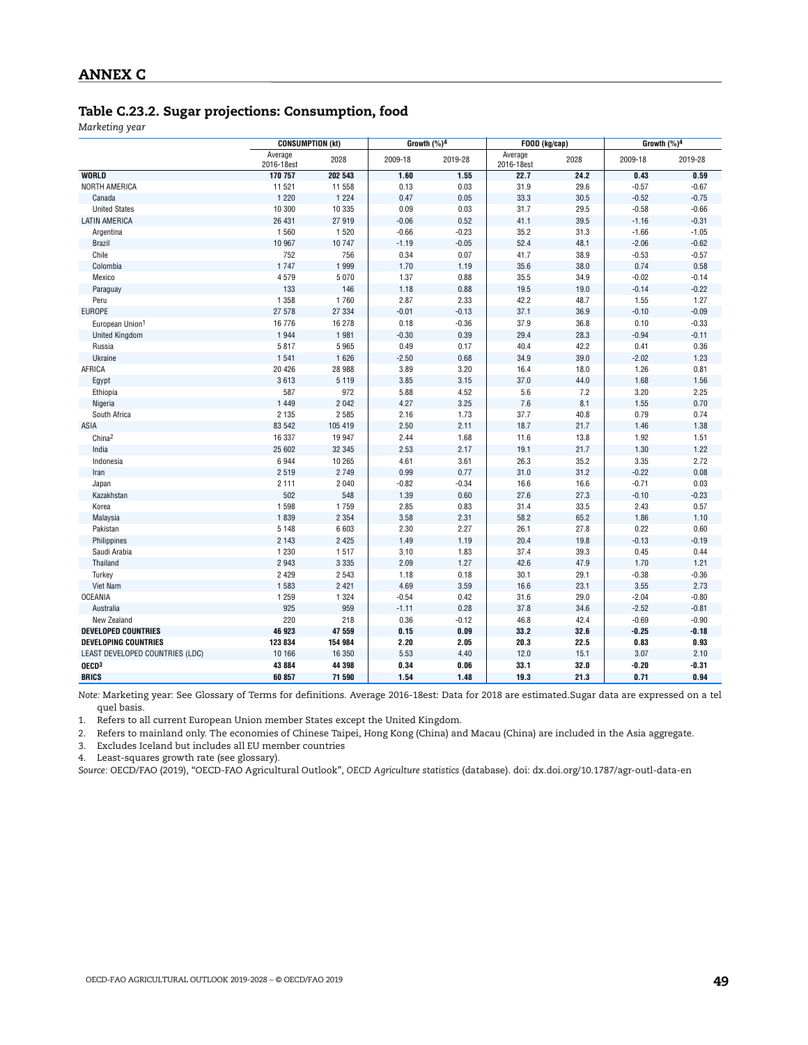## ANNEX C

### Table C.23.2. Sugar projections: Consumption, food

*Marketing year*

| | CONSUMPTION (kt) | | Growth (%)[4] | | FOOD (kg/cap) | | Growth (%)[4] | |
|---|---|---|---|---|---|---|---|---|
| | Average 2016-18est | 2028 | 2009-18 | 2019-28 | Average 2016-18est | 2028 | 2009-18 | 2019-28 |
| **WORLD** | **170 757** | **202 543** | **1.60** | **1.55** | **22.7** | **24.2** | **0.43** | **0.59** |
| NORTH AMERICA | 11 521 | 11 558 | 0.13 | 0.03 | 31.9 | 29.6 | -0.57 | -0.67 |
| Canada | 1 220 | 1 224 | 0.47 | 0.05 | 33.3 | 30.5 | -0.52 | -0.75 |
| United States | 10 300 | 10 335 | 0.09 | 0.03 | 31.7 | 29.5 | -0.58 | -0.66 |
| LATIN AMERICA | 26 431 | 27 919 | -0.06 | 0.52 | 41.1 | 39.5 | -1.16 | -0.31 |
| Argentina | 1 560 | 1 520 | -0.66 | -0.23 | 35.2 | 31.3 | -1.66 | -1.05 |
| Brazil | 10 967 | 10 747 | -1.19 | -0.05 | 52.4 | 48.1 | -2.06 | -0.62 |
| Chile | 752 | 756 | 0.34 | 0.07 | 41.7 | 38.9 | -0.53 | -0.57 |
| Colombia | 1 747 | 1 999 | 1.70 | 1.19 | 35.6 | 38.0 | 0.74 | 0.58 |
| Mexico | 4 579 | 5 070 | 1.37 | 0.88 | 35.5 | 34.9 | -0.02 | -0.14 |
| Paraguay | 133 | 146 | 1.18 | 0.88 | 19.5 | 19.0 | -0.14 | -0.22 |
| Peru | 1 358 | 1 760 | 2.87 | 2.33 | 42.2 | 48.7 | 1.55 | 1.27 |
| EUROPE | 27 578 | 27 334 | -0.01 | -0.13 | 37.1 | 36.9 | -0.10 | -0.09 |
| European Union[1] | 16 776 | 16 278 | 0.18 | -0.36 | 37.9 | 36.8 | 0.10 | -0.33 |
| United Kingdom | 1 944 | 1 981 | -0.30 | 0.39 | 29.4 | 28.3 | -0.94 | -0.11 |
| Russia | 5 817 | 5 965 | 0.49 | 0.17 | 40.4 | 42.2 | 0.41 | 0.36 |
| Ukraine | 1 541 | 1 626 | -2.50 | 0.68 | 34.9 | 39.0 | -2.02 | 1.23 |
| AFRICA | 20 426 | 28 988 | 3.89 | 3.20 | 16.4 | 18.0 | 1.26 | 0.81 |
| Egypt | 3 613 | 5 119 | 3.85 | 3.15 | 37.0 | 44.0 | 1.68 | 1.56 |
| Ethiopia | 587 | 972 | 5.88 | 4.52 | 5.6 | 7.2 | 3.20 | 2.25 |
| Nigeria | 1 449 | 2 042 | 4.27 | 3.25 | 7.6 | 8.1 | 1.55 | 0.70 |
| South Africa | 2 135 | 2 585 | 2.16 | 1.73 | 37.7 | 40.8 | 0.79 | 0.74 |
| ASIA | 83 542 | 105 419 | 2.50 | 2.11 | 18.7 | 21.7 | 1.46 | 1.38 |
| China[2] | 16 337 | 19 947 | 2.44 | 1.68 | 11.6 | 13.8 | 1.92 | 1.51 |
| India | 25 602 | 32 345 | 2.53 | 2.17 | 19.1 | 21.7 | 1.30 | 1.22 |
| Indonesia | 6 944 | 10 265 | 4.61 | 3.61 | 26.3 | 35.2 | 3.35 | 2.72 |
| Iran | 2 519 | 2 749 | 0.99 | 0.77 | 31.0 | 31.2 | -0.22 | 0.08 |
| Japan | 2 111 | 2 040 | -0.82 | -0.34 | 16.6 | 16.6 | -0.71 | 0.03 |
| Kazakhstan | 502 | 548 | 1.39 | 0.60 | 27.6 | 27.3 | -0.10 | -0.23 |
| Korea | 1 598 | 1 759 | 2.85 | 0.83 | 31.4 | 33.5 | 2.43 | 0.57 |
| Malaysia | 1 839 | 2 354 | 3.58 | 2.31 | 58.2 | 65.2 | 1.86 | 1.10 |
| Pakistan | 5 148 | 6 603 | 2.30 | 2.27 | 26.1 | 27.8 | 0.22 | 0.60 |
| Philippines | 2 143 | 2 425 | 1.49 | 1.19 | 20.4 | 19.8 | -0.13 | -0.19 |
| Saudi Arabia | 1 230 | 1 517 | 3.10 | 1.83 | 37.4 | 39.3 | 0.45 | 0.44 |
| Thailand | 2 943 | 3 335 | 2.09 | 1.27 | 42.6 | 47.9 | 1.70 | 1.21 |
| Turkey | 2 429 | 2 543 | 1.18 | 0.18 | 30.1 | 29.1 | -0.38 | -0.36 |
| Viet Nam | 1 583 | 2 421 | 4.69 | 3.59 | 16.6 | 23.1 | 3.55 | 2.73 |
| OCEANIA | 1 259 | 1 324 | -0.54 | 0.42 | 31.6 | 29.0 | -2.04 | -0.80 |
| Australia | 925 | 959 | -1.11 | 0.28 | 37.8 | 34.6 | -2.52 | -0.81 |
| New Zealand | 220 | 218 | 0.36 | -0.12 | 46.8 | 42.4 | -0.69 | -0.90 |
| **DEVELOPED COUNTRIES** | **46 923** | **47 559** | **0.15** | **0.09** | **33.2** | **32.6** | **-0.25** | **-0.18** |
| **DEVELOPING COUNTRIES** | **123 834** | **154 984** | **2.20** | **2.05** | **20.3** | **22.5** | **0.83** | **0.93** |
| LEAST DEVELOPED COUNTRIES (LDC) | 10 166 | 16 350 | 5.53 | 4.40 | 12.0 | 15.1 | 3.07 | 2.10 |
| **OECD[3]** | **43 884** | **44 398** | **0.34** | **0.06** | **33.1** | **32.0** | **-0.20** | **-0.31** |
| **BRICS** | **60 857** | **71 590** | **1.54** | **1.48** | **19.3** | **21.3** | **0.71** | **0.94** |

*Note:* Marketing year: See Glossary of Terms for definitions. Average 2016-18est: Data for 2018 are estimated.Sugar data are expressed on a tel quel basis.

1. Refers to all current European Union member States except the United Kingdom.
2. Refers to mainland only. The economies of Chinese Taipei, Hong Kong (China) and Macau (China) are included in the Asia aggregate.
3. Excludes Iceland but includes all EU member countries
4. Least-squares growth rate (see glossary).

*Source:* OECD/FAO (2019), "OECD-FAO Agricultural Outlook", *OECD Agriculture statistics* (database). doi: dx.doi.org/10.1787/agr-outl-data-en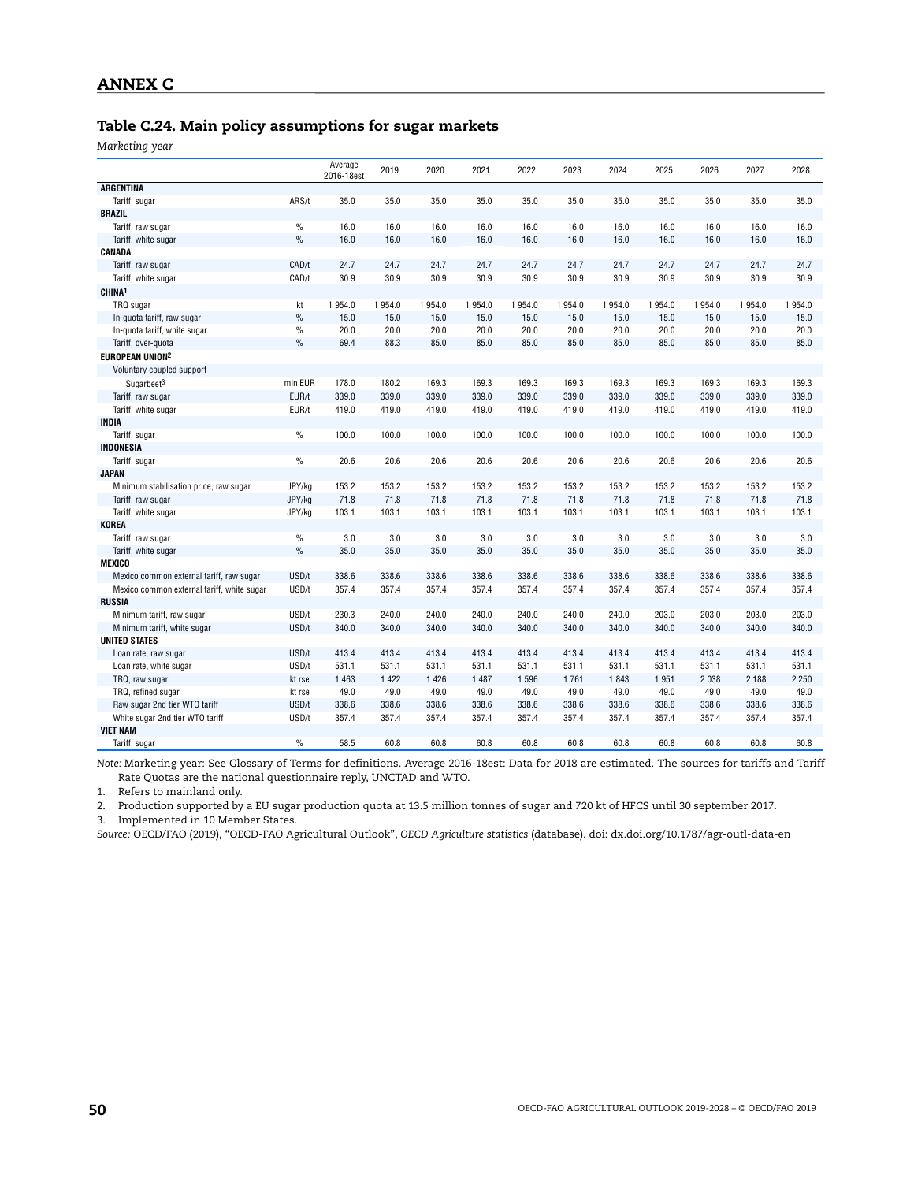## ANNEX C

### Table C.24. Main policy assumptions for sugar markets

*Marketing year*

| | | Average 2016-18est | 2019 | 2020 | 2021 | 2022 | 2023 | 2024 | 2025 | 2026 | 2027 | 2028 |
|---|---|---|---|---|---|---|---|---|---|---|---|---|
| **ARGENTINA** | | | | | | | | | | | | |
| Tariff, sugar | ARS/t | 35.0 | 35.0 | 35.0 | 35.0 | 35.0 | 35.0 | 35.0 | 35.0 | 35.0 | 35.0 | 35.0 |
| **BRAZIL** | | | | | | | | | | | | |
| Tariff, raw sugar | % | 16.0 | 16.0 | 16.0 | 16.0 | 16.0 | 16.0 | 16.0 | 16.0 | 16.0 | 16.0 | 16.0 |
| Tariff, white sugar | % | 16.0 | 16.0 | 16.0 | 16.0 | 16.0 | 16.0 | 16.0 | 16.0 | 16.0 | 16.0 | 16.0 |
| **CANADA** | | | | | | | | | | | | |
| Tariff, raw sugar | CAD/t | 24.7 | 24.7 | 24.7 | 24.7 | 24.7 | 24.7 | 24.7 | 24.7 | 24.7 | 24.7 | 24.7 |
| Tariff, white sugar | CAD/t | 30.9 | 30.9 | 30.9 | 30.9 | 30.9 | 30.9 | 30.9 | 30.9 | 30.9 | 30.9 | 30.9 |
| **CHINA**[1] | | | | | | | | | | | | |
| TRQ sugar | kt | 1 954.0 | 1 954.0 | 1 954.0 | 1 954.0 | 1 954.0 | 1 954.0 | 1 954.0 | 1 954.0 | 1 954.0 | 1 954.0 | 1 954.0 |
| In-quota tariff, raw sugar | % | 15.0 | 15.0 | 15.0 | 15.0 | 15.0 | 15.0 | 15.0 | 15.0 | 15.0 | 15.0 | 15.0 |
| In-quota tariff, white sugar | % | 20.0 | 20.0 | 20.0 | 20.0 | 20.0 | 20.0 | 20.0 | 20.0 | 20.0 | 20.0 | 20.0 |
| Tariff, over-quota | % | 69.4 | 88.3 | 85.0 | 85.0 | 85.0 | 85.0 | 85.0 | 85.0 | 85.0 | 85.0 | 85.0 |
| **EUROPEAN UNION**[2] | | | | | | | | | | | | |
| Voluntary coupled support | | | | | | | | | | | | |
| Sugarbeet[3] | mln EUR | 178.0 | 180.2 | 169.3 | 169.3 | 169.3 | 169.3 | 169.3 | 169.3 | 169.3 | 169.3 | 169.3 |
| Tariff, raw sugar | EUR/t | 339.0 | 339.0 | 339.0 | 339.0 | 339.0 | 339.0 | 339.0 | 339.0 | 339.0 | 339.0 | 339.0 |
| Tariff, white sugar | EUR/t | 419.0 | 419.0 | 419.0 | 419.0 | 419.0 | 419.0 | 419.0 | 419.0 | 419.0 | 419.0 | 419.0 |
| **INDIA** | | | | | | | | | | | | |
| Tariff, sugar | % | 100.0 | 100.0 | 100.0 | 100.0 | 100.0 | 100.0 | 100.0 | 100.0 | 100.0 | 100.0 | 100.0 |
| **INDONESIA** | | | | | | | | | | | | |
| Tariff, sugar | % | 20.6 | 20.6 | 20.6 | 20.6 | 20.6 | 20.6 | 20.6 | 20.6 | 20.6 | 20.6 | 20.6 |
| **JAPAN** | | | | | | | | | | | | |
| Minimum stabilisation price, raw sugar | JPY/kg | 153.2 | 153.2 | 153.2 | 153.2 | 153.2 | 153.2 | 153.2 | 153.2 | 153.2 | 153.2 | 153.2 |
| Tariff, raw sugar | JPY/kg | 71.8 | 71.8 | 71.8 | 71.8 | 71.8 | 71.8 | 71.8 | 71.8 | 71.8 | 71.8 | 71.8 |
| Tariff, white sugar | JPY/kg | 103.1 | 103.1 | 103.1 | 103.1 | 103.1 | 103.1 | 103.1 | 103.1 | 103.1 | 103.1 | 103.1 |
| **KOREA** | | | | | | | | | | | | |
| Tariff, raw sugar | % | 3.0 | 3.0 | 3.0 | 3.0 | 3.0 | 3.0 | 3.0 | 3.0 | 3.0 | 3.0 | 3.0 |
| Tariff, white sugar | % | 35.0 | 35.0 | 35.0 | 35.0 | 35.0 | 35.0 | 35.0 | 35.0 | 35.0 | 35.0 | 35.0 |
| **MEXICO** | | | | | | | | | | | | |
| Mexico common external tariff, raw sugar | USD/t | 338.6 | 338.6 | 338.6 | 338.6 | 338.6 | 338.6 | 338.6 | 338.6 | 338.6 | 338.6 | 338.6 |
| Mexico common external tariff, white sugar | USD/t | 357.4 | 357.4 | 357.4 | 357.4 | 357.4 | 357.4 | 357.4 | 357.4 | 357.4 | 357.4 | 357.4 |
| **RUSSIA** | | | | | | | | | | | | |
| Minimum tariff, raw sugar | USD/t | 230.3 | 240.0 | 240.0 | 240.0 | 240.0 | 240.0 | 240.0 | 203.0 | 203.0 | 203.0 | 203.0 |
| Minimum tariff, white sugar | USD/t | 340.0 | 340.0 | 340.0 | 340.0 | 340.0 | 340.0 | 340.0 | 340.0 | 340.0 | 340.0 | 340.0 |
| **UNITED STATES** | | | | | | | | | | | | |
| Loan rate, raw sugar | USD/t | 413.4 | 413.4 | 413.4 | 413.4 | 413.4 | 413.4 | 413.4 | 413.4 | 413.4 | 413.4 | 413.4 |
| Loan rate, white sugar | USD/t | 531.1 | 531.1 | 531.1 | 531.1 | 531.1 | 531.1 | 531.1 | 531.1 | 531.1 | 531.1 | 531.1 |
| TRQ, raw sugar | kt rse | 1 463 | 1 422 | 1 426 | 1 487 | 1 596 | 1 761 | 1 843 | 1 951 | 2 038 | 2 188 | 2 250 |
| TRQ, refined sugar | kt rse | 49.0 | 49.0 | 49.0 | 49.0 | 49.0 | 49.0 | 49.0 | 49.0 | 49.0 | 49.0 | 49.0 |
| Raw sugar 2nd tier WTO tariff | USD/t | 338.6 | 338.6 | 338.6 | 338.6 | 338.6 | 338.6 | 338.6 | 338.6 | 338.6 | 338.6 | 338.6 |
| White sugar 2nd tier WTO tariff | USD/t | 357.4 | 357.4 | 357.4 | 357.4 | 357.4 | 357.4 | 357.4 | 357.4 | 357.4 | 357.4 | 357.4 |
| **VIET NAM** | | | | | | | | | | | | |
| Tariff, sugar | % | 58.5 | 60.8 | 60.8 | 60.8 | 60.8 | 60.8 | 60.8 | 60.8 | 60.8 | 60.8 | 60.8 |

*Note:* Marketing year: See Glossary of Terms for definitions. Average 2016-18est: Data for 2018 are estimated. The sources for tariffs and Tariff Rate Quotas are the national questionnaire reply, UNCTAD and WTO.

1. Refers to mainland only.
2. Production supported by a EU sugar production quota at 13.5 million tonnes of sugar and 720 kt of HFCS until 30 september 2017.
3. Implemented in 10 Member States.

*Source:* OECD/FAO (2019), "OECD-FAO Agricultural Outlook", *OECD Agriculture statistics* (database). doi: dx.doi.org/10.1787/agr-outl-data-en